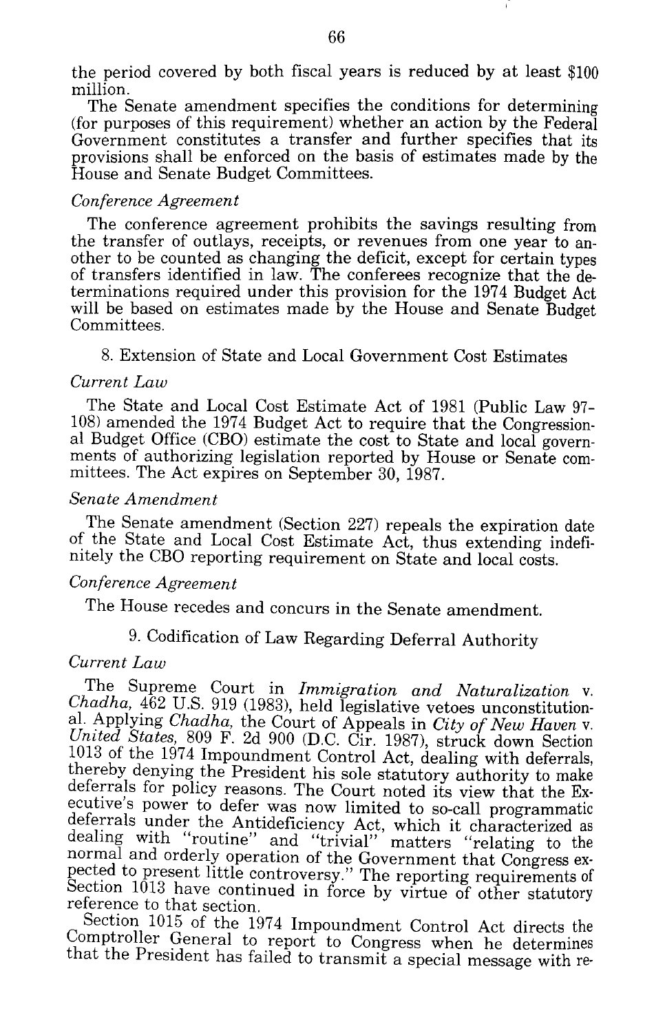the period covered by both fiscal years is reduced by at least $100 million.

The Senate amendment specifies the conditions for determining (for purposes of this requirement) whether an action by the Federal Government constitutes a transfer and further specifies that its provisions shall be enforced on the basis of estimates made by the House and Senate Budget Committees.

*Conference Agreement*

The conference agreement prohibits the savings resulting from the transfer of outlays, receipts, or revenues from one year to another to be counted as changing the deficit, except for certain types of transfers identified in law. The conferees recognize that the determinations required under this provision for the 1974 Budget Act will be based on estimates made by the House and Senate Budget Committees.

8. Extension of State and Local Government Cost Estimates

*Current Law*

The State and Local Cost Estimate Act of 1981 (Public Law 97-108) amended the 1974 Budget Act to require that the Congressional Budget Office (CBO) estimate the cost to State and local governments of authorizing legislation reported by House or Senate committees. The Act expires on September 30, 1987.

*Senate Amendment*

The Senate amendment (Section 227) repeals the expiration date of the State and Local Cost Estimate Act, thus extending indefinitely the CBO reporting requirement on State and local costs.

*Conference Agreement*

The House recedes and concurs in the Senate amendment.

9. Codification of Law Regarding Deferral Authority

*Current Law*

The Supreme Court in *Immigration and Naturalization* v. *Chadha*, 462 U.S. 919 (1983), held legislative vetoes unconstitutional. Applying *Chadha*, the Court of Appeals in *City of New Haven* v. *United States*, 809 F. 2d 900 (D.C. Cir. 1987), struck down Section 1013 of the 1974 Impoundment Control Act, dealing with deferrals, thereby denying the President his sole statutory authority to make deferrals for policy reasons. The Court noted its view that the Executive's power to defer was now limited to so-call programmatic deferrals under the Antideficiency Act, which it characterized as dealing with "routine" and "trivial" matters "relating to the normal and orderly operation of the Government that Congress expected to present little controversy." The reporting requirements of Section 1013 have continued in force by virtue of other statutory reference to that section.

Section 1015 of the 1974 Impoundment Control Act directs the Comptroller General to report to Congress when he determines that the President has failed to transmit a special message with re-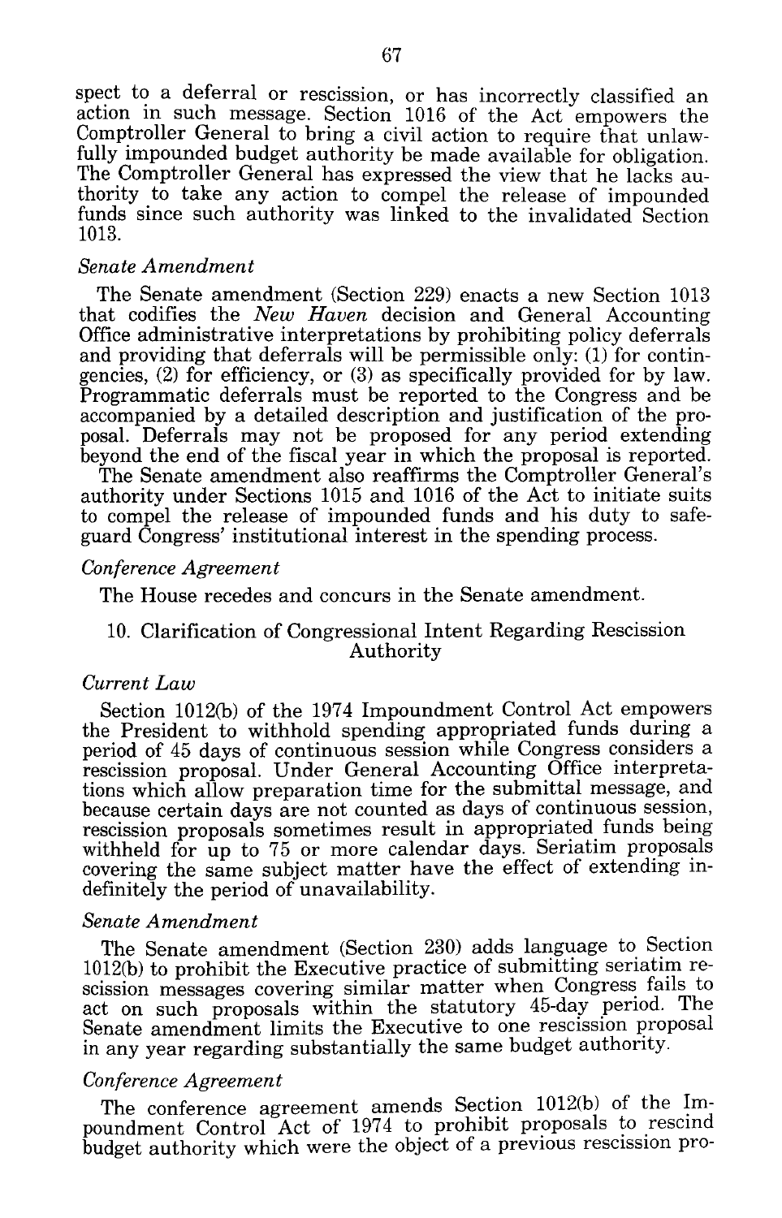spect to a deferral or rescission, or has incorrectly classified an action in such message. Section 1016 of the Act empowers the Comptroller General to bring a civil action to require that unlawfully impounded budget authority be made available for obligation. The Comptroller General has expressed the view that he lacks authority to take any action to compel the release of impounded funds since such authority was linked to the invalidated Section 1013.

*Senate Amendment*

The Senate amendment (Section 229) enacts a new Section 1013 that codifies the *New Haven* decision and General Accounting Office administrative interpretations by prohibiting policy deferrals and providing that deferrals will be permissible only: (1) for contingencies, (2) for efficiency, or (3) as specifically provided for by law. Programmatic deferrals must be reported to the Congress and be accompanied by a detailed description and justification of the proposal. Deferrals may not be proposed for any period extending beyond the end of the fiscal year in which the proposal is reported.

The Senate amendment also reaffirms the Comptroller General's authority under Sections 1015 and 1016 of the Act to initiate suits to compel the release of impounded funds and his duty to safeguard Congress' institutional interest in the spending process.

*Conference Agreement*

The House recedes and concurs in the Senate amendment.

10. Clarification of Congressional Intent Regarding Rescission Authority

*Current Law*

Section 1012(b) of the 1974 Impoundment Control Act empowers the President to withhold spending appropriated funds during a period of 45 days of continuous session while Congress considers a rescission proposal. Under General Accounting Office interpretations which allow preparation time for the submittal message, and because certain days are not counted as days of continuous session, rescission proposals sometimes result in appropriated funds being withheld for up to 75 or more calendar days. Seriatim proposals covering the same subject matter have the effect of extending indefinitely the period of unavailability.

*Senate Amendment*

The Senate amendment (Section 230) adds language to Section 1012(b) to prohibit the Executive practice of submitting seriatim rescission messages covering similar matter when Congress fails to act on such proposals within the statutory 45-day period. The Senate amendment limits the Executive to one rescission proposal in any year regarding substantially the same budget authority.

*Conference Agreement*

The conference agreement amends Section 1012(b) of the Impoundment Control Act of 1974 to prohibit proposals to rescind budget authority which were the object of a previous rescission pro-